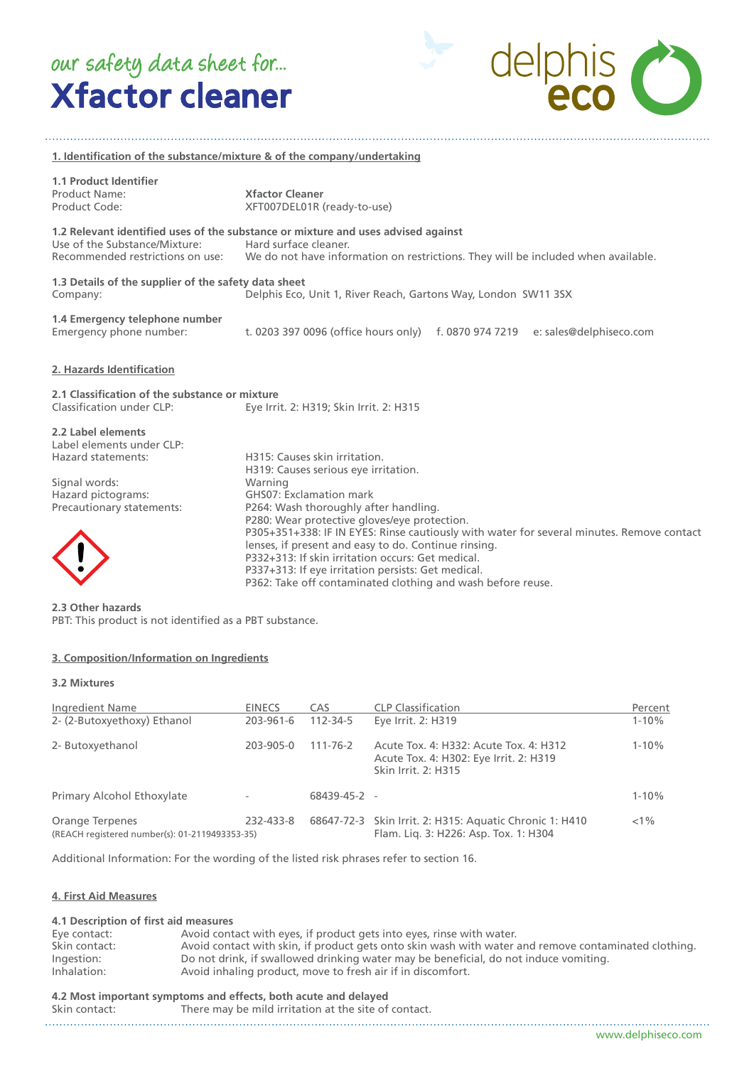our safety data sheet for...

# Xfactor cleaner

delphis eco

## 1. Identification of the substance/mixture & of the company/undertaking

### 1.1 Product Identifier

| | |
|---|---|
| Product Name: | **Xfactor Cleaner** |
| Product Code: | XFT007DEL01R (ready-to-use) |

### 1.2 Relevant identified uses of the substance or mixture and uses advised against

| | |
|---|---|
| Use of the Substance/Mixture: | Hard surface cleaner. |
| Recommended restrictions on use: | We do not have information on restrictions. They will be included when available. |

### 1.3 Details of the supplier of the safety data sheet

Company: Delphis Eco, Unit 1, River Reach, Gartons Way, London SW11 3SX

### 1.4 Emergency telephone number

Emergency phone number: t. 0203 397 0096 (office hours only) f. 0870 974 7219 e: sales@delphiseco.com

## 2. Hazards Identification

### 2.1 Classification of the substance or mixture

Classification under CLP: Eye Irrit. 2: H319; Skin Irrit. 2: H315

### 2.2 Label elements

Label elements under CLP:

Hazard statements:
- H315: Causes skin irritation.
- H319: Causes serious eye irritation.

Signal words: Warning

Hazard pictograms: GHS07: Exclamation mark

Precautionary statements:
- P264: Wash thoroughly after handling.
- P280: Wear protective gloves/eye protection.
- P305+351+338: IF IN EYES: Rinse cautiously with water for several minutes. Remove contact lenses, if present and easy to do. Continue rinsing.
- P332+313: If skin irritation occurs: Get medical.
- P337+313: If eye irritation persists: Get medical.
- P362: Take off contaminated clothing and wash before reuse.

### 2.3 Other hazards

PBT: This product is not identified as a PBT substance.

## 3. Composition/Information on Ingredients

### 3.2 Mixtures

| Ingredient Name | EINECS | CAS | CLP Classification | Percent |
|---|---|---|---|---|
| 2- (2-Butoxyethoxy) Ethanol | 203-961-6 | 112-34-5 | Eye Irrit. 2: H319 | 1-10% |
| 2- Butoxyethanol | 203-905-0 | 111-76-2 | Acute Tox. 4: H332: Acute Tox. 4: H312 Acute Tox. 4: H302: Eye Irrit. 2: H319 Skin Irrit. 2: H315 | 1-10% |
| Primary Alcohol Ethoxylate | - | 68439-45-2 | - | 1-10% |
| Orange Terpenes (REACH registered number(s): 01-2119493353-35) | 232-433-8 | 68647-72-3 | Skin Irrit. 2: H315: Aquatic Chronic 1: H410 Flam. Liq. 3: H226: Asp. Tox. 1: H304 | <1% |

Additional Information: For the wording of the listed risk phrases refer to section 16.

## 4. First Aid Measures

### 4.1 Description of first aid measures

| | |
|---|---|
| Eye contact: | Avoid contact with eyes, if product gets into eyes, rinse with water. |
| Skin contact: | Avoid contact with skin, if product gets onto skin wash with water and remove contaminated clothing. |
| Ingestion: | Do not drink, if swallowed drinking water may be beneficial, do not induce vomiting. |
| Inhalation: | Avoid inhaling product, move to fresh air if in discomfort. |

### 4.2 Most important symptoms and effects, both acute and delayed

Skin contact: There may be mild irritation at the site of contact.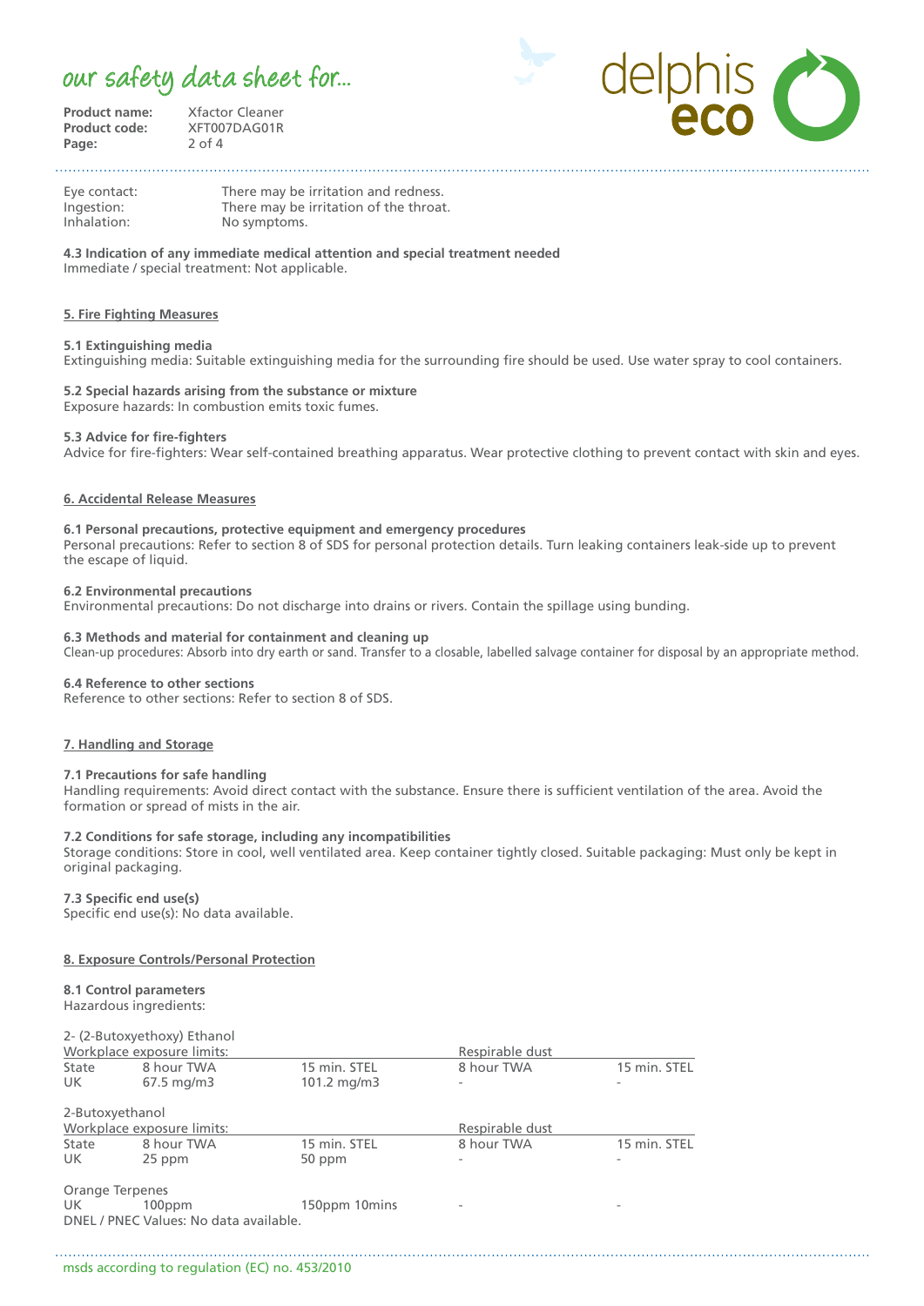| | |
|---|---|
| Eye contact: | There may be irritation and redness. |
| Ingestion: | There may be irritation of the throat. |
| Inhalation: | No symptoms. |

**4.3 Indication of any immediate medical attention and special treatment needed**
Immediate / special treatment: Not applicable.

## 5. Fire Fighting Measures

**5.1 Extinguishing media**
Extinguishing media: Suitable extinguishing media for the surrounding fire should be used. Use water spray to cool containers.

**5.2 Special hazards arising from the substance or mixture**
Exposure hazards: In combustion emits toxic fumes.

**5.3 Advice for fire-fighters**
Advice for fire-fighters: Wear self-contained breathing apparatus. Wear protective clothing to prevent contact with skin and eyes.

## 6. Accidental Release Measures

**6.1 Personal precautions, protective equipment and emergency procedures**
Personal precautions: Refer to section 8 of SDS for personal protection details. Turn leaking containers leak-side up to prevent the escape of liquid.

**6.2 Environmental precautions**
Environmental precautions: Do not discharge into drains or rivers. Contain the spillage using bunding.

**6.3 Methods and material for containment and cleaning up**
Clean-up procedures: Absorb into dry earth or sand. Transfer to a closable, labelled salvage container for disposal by an appropriate method.

**6.4 Reference to other sections**
Reference to other sections: Refer to section 8 of SDS.

## 7. Handling and Storage

**7.1 Precautions for safe handling**
Handling requirements: Avoid direct contact with the substance. Ensure there is sufficient ventilation of the area. Avoid the formation or spread of mists in the air.

**7.2 Conditions for safe storage, including any incompatibilities**
Storage conditions: Store in cool, well ventilated area. Keep container tightly closed. Suitable packaging: Must only be kept in original packaging.

**7.3 Specific end use(s)**
Specific end use(s): No data available.

## 8. Exposure Controls/Personal Protection

**8.1 Control parameters**
Hazardous ingredients:

2- (2-Butoxyethoxy) Ethanol

| Workplace exposure limits: | | | Respirable dust | |
|---|---|---|---|---|
| State | 8 hour TWA | 15 min. STEL | 8 hour TWA | 15 min. STEL |
| UK | 67.5 mg/m3 | 101.2 mg/m3 | - | - |

2-Butoxyethanol

| Workplace exposure limits: | | | Respirable dust | |
|---|---|---|---|---|
| State | 8 hour TWA | 15 min. STEL | 8 hour TWA | 15 min. STEL |
| UK | 25 ppm | 50 ppm | - | - |

Orange Terpenes

| | | | | |
|---|---|---|---|---|
| UK | 100ppm | 150ppm 10mins | - | - |

DNEL / PNEC Values: No data available.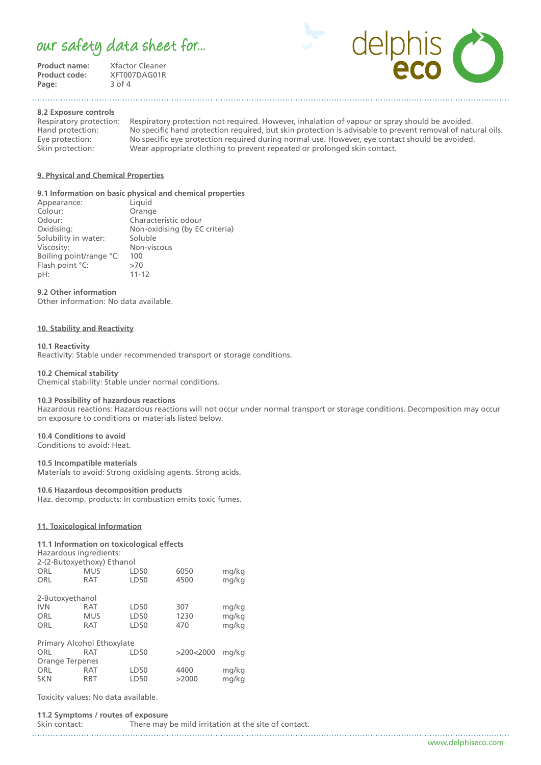#### 8.2 Exposure controls

| | |
|---|---|
| Respiratory protection: | Respiratory protection not required. However, inhalation of vapour or spray should be avoided. |
| Hand protection: | No specific hand protection required, but skin protection is advisable to prevent removal of natural oils. |
| Eye protection: | No specific eye protection required during normal use. However, eye contact should be avoided. |
| Skin protection: | Wear appropriate clothing to prevent repeated or prolonged skin contact. |

## 9. Physical and Chemical Properties

#### 9.1 Information on basic physical and chemical properties

| | |
|---|---|
| Appearance: | Liquid |
| Colour: | Orange |
| Odour: | Characteristic odour |
| Oxidising: | Non-oxidising (by EC criteria) |
| Solubility in water: | Soluble |
| Viscosity: | Non-viscous |
| Boiling point/range °C: | 100 |
| Flash point °C: | >70 |
| pH: | 11-12 |

#### 9.2 Other information

Other information: No data available.

## 10. Stability and Reactivity

#### 10.1 Reactivity

Reactivity: Stable under recommended transport or storage conditions.

#### 10.2 Chemical stability

Chemical stability: Stable under normal conditions.

#### 10.3 Possibility of hazardous reactions

Hazardous reactions: Hazardous reactions will not occur under normal transport or storage conditions. Decomposition may occur on exposure to conditions or materials listed below.

#### 10.4 Conditions to avoid

Conditions to avoid: Heat.

#### 10.5 Incompatible materials

Materials to avoid: Strong oxidising agents. Strong acids.

#### 10.6 Hazardous decomposition products

Haz. decomp. products: In combustion emits toxic fumes.

## 11. Toxicological Information

#### 11.1 Information on toxicological effects

Hazardous ingredients:

2-(2-Butoxyethoxy) Ethanol

| | | | | |
|---|---|---|---|---|
| ORL | MUS | LD50 | 6050 | mg/kg |
| ORL | RAT | LD50 | 4500 | mg/kg |

2-Butoxyethanol

| | | | | |
|---|---|---|---|---|
| IVN | RAT | LD50 | 307 | mg/kg |
| ORL | MUS | LD50 | 1230 | mg/kg |
| ORL | RAT | LD50 | 470 | mg/kg |

Primary Alcohol Ethoxylate

| | | | | |
|---|---|---|---|---|
| ORL | RAT | LD50 | >200<2000 | mg/kg |

Orange Terpenes

| | | | | |
|---|---|---|---|---|
| ORL | RAT | LD50 | 4400 | mg/kg |
| SKN | RBT | LD50 | >2000 | mg/kg |

Toxicity values: No data available.

#### 11.2 Symptoms / routes of exposure

| | |
|---|---|
| Skin contact: | There may be mild irritation at the site of contact. |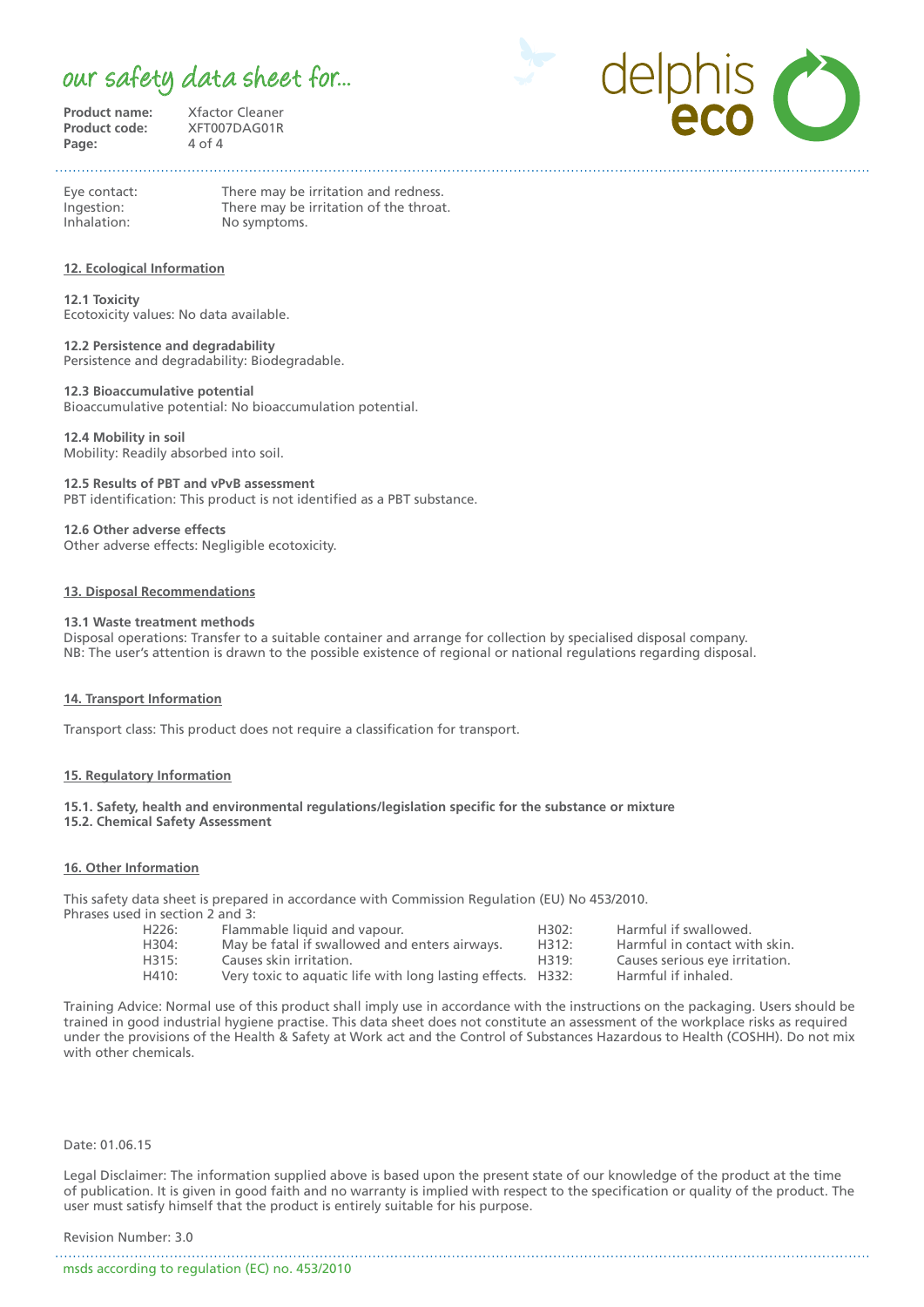Eye contact: There may be irritation and redness.
Ingestion: There may be irritation of the throat.
Inhalation: No symptoms.

## 12. Ecological Information

**12.1 Toxicity**
Ecotoxicity values: No data available.

**12.2 Persistence and degradability**
Persistence and degradability: Biodegradable.

**12.3 Bioaccumulative potential**
Bioaccumulative potential: No bioaccumulation potential.

**12.4 Mobility in soil**
Mobility: Readily absorbed into soil.

**12.5 Results of PBT and vPvB assessment**
PBT identification: This product is not identified as a PBT substance.

**12.6 Other adverse effects**
Other adverse effects: Negligible ecotoxicity.

## 13. Disposal Recommendations

**13.1 Waste treatment methods**
Disposal operations: Transfer to a suitable container and arrange for collection by specialised disposal company.
NB: The user's attention is drawn to the possible existence of regional or national regulations regarding disposal.

## 14. Transport Information

Transport class: This product does not require a classification for transport.

## 15. Regulatory Information

**15.1. Safety, health and environmental regulations/legislation specific for the substance or mixture**
**15.2. Chemical Safety Assessment**

## 16. Other Information

This safety data sheet is prepared in accordance with Commission Regulation (EU) No 453/2010.
Phrases used in section 2 and 3:

| | | | |
|---|---|---|---|
| H226: | Flammable liquid and vapour. | H302: | Harmful if swallowed. |
| H304: | May be fatal if swallowed and enters airways. | H312: | Harmful in contact with skin. |
| H315: | Causes skin irritation. | H319: | Causes serious eye irritation. |
| H410: | Very toxic to aquatic life with long lasting effects. | H332: | Harmful if inhaled. |

Training Advice: Normal use of this product shall imply use in accordance with the instructions on the packaging. Users should be trained in good industrial hygiene practise. This data sheet does not constitute an assessment of the workplace risks as required under the provisions of the Health & Safety at Work act and the Control of Substances Hazardous to Health (COSHH). Do not mix with other chemicals.

Date: 01.06.15

Legal Disclaimer: The information supplied above is based upon the present state of our knowledge of the product at the time of publication. It is given in good faith and no warranty is implied with respect to the specification or quality of the product. The user must satisfy himself that the product is entirely suitable for his purpose.

Revision Number: 3.0